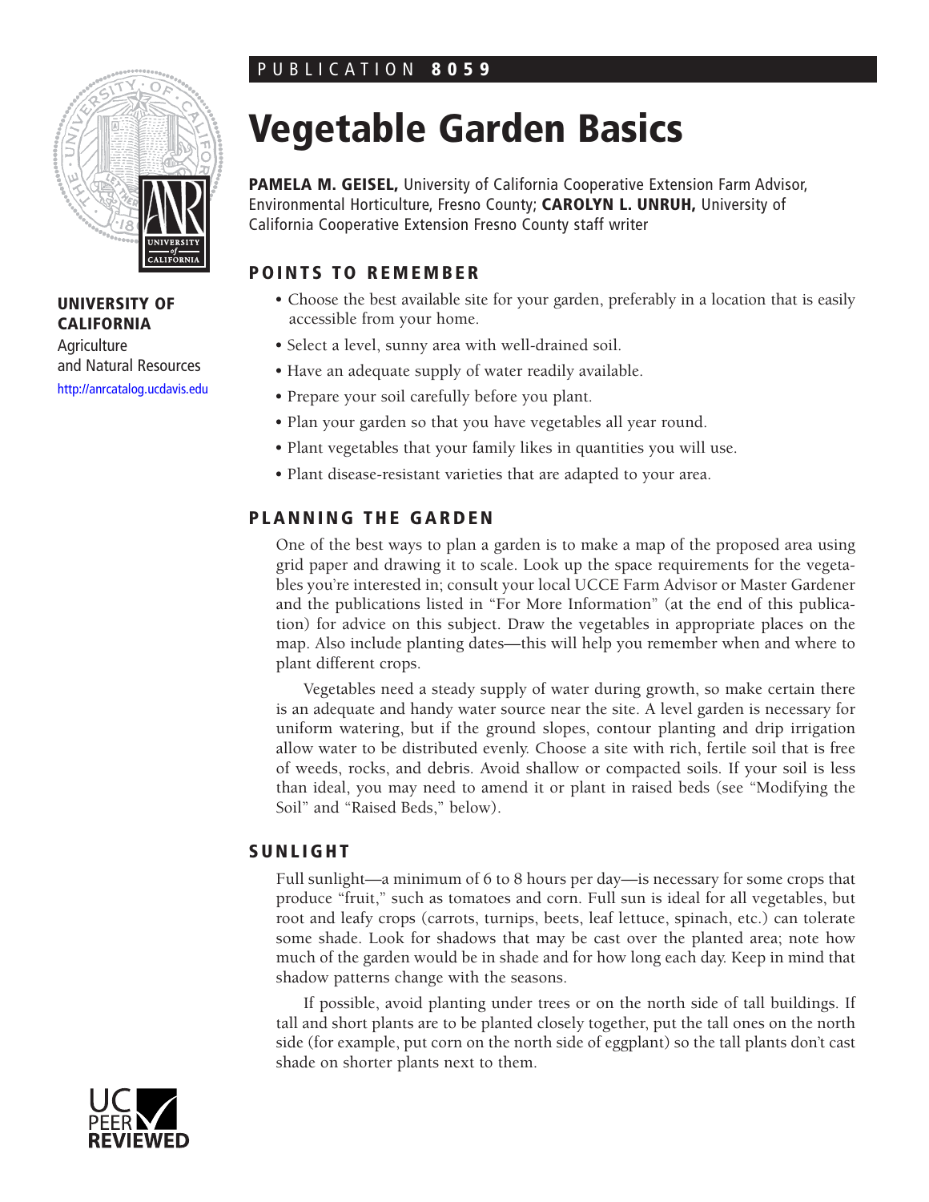PUBLICATION **8059**

# Vegetable Garden Basics

**PAMELA M. GEISEL,** University of California Cooperative Extension Farm Advisor, Environmental Horticulture, Fresno County; **CAROLYN L. UNRUH,** University of California Cooperative Extension Fresno County staff writer

**UNIVERSITY OF CALIFORNIA**
Agriculture and Natural Resources
http://anrcatalog.ucdavis.edu

## POINTS TO REMEMBER

- Choose the best available site for your garden, preferably in a location that is easily accessible from your home.
- Select a level, sunny area with well-drained soil.
- Have an adequate supply of water readily available.
- Prepare your soil carefully before you plant.
- Plan your garden so that you have vegetables all year round.
- Plant vegetables that your family likes in quantities you will use.
- Plant disease-resistant varieties that are adapted to your area.

## PLANNING THE GARDEN

One of the best ways to plan a garden is to make a map of the proposed area using grid paper and drawing it to scale. Look up the space requirements for the vegetables you're interested in; consult your local UCCE Farm Advisor or Master Gardener and the publications listed in "For More Information" (at the end of this publication) for advice on this subject. Draw the vegetables in appropriate places on the map. Also include planting dates—this will help you remember when and where to plant different crops.

Vegetables need a steady supply of water during growth, so make certain there is an adequate and handy water source near the site. A level garden is necessary for uniform watering, but if the ground slopes, contour planting and drip irrigation allow water to be distributed evenly. Choose a site with rich, fertile soil that is free of weeds, rocks, and debris. Avoid shallow or compacted soils. If your soil is less than ideal, you may need to amend it or plant in raised beds (see "Modifying the Soil" and "Raised Beds," below).

## SUNLIGHT

Full sunlight—a minimum of 6 to 8 hours per day—is necessary for some crops that produce "fruit," such as tomatoes and corn. Full sun is ideal for all vegetables, but root and leafy crops (carrots, turnips, beets, leaf lettuce, spinach, etc.) can tolerate some shade. Look for shadows that may be cast over the planted area; note how much of the garden would be in shade and for how long each day. Keep in mind that shadow patterns change with the seasons.

If possible, avoid planting under trees or on the north side of tall buildings. If tall and short plants are to be planted closely together, put the tall ones on the north side (for example, put corn on the north side of eggplant) so the tall plants don't cast shade on shorter plants next to them.

UC PEER REVIEWED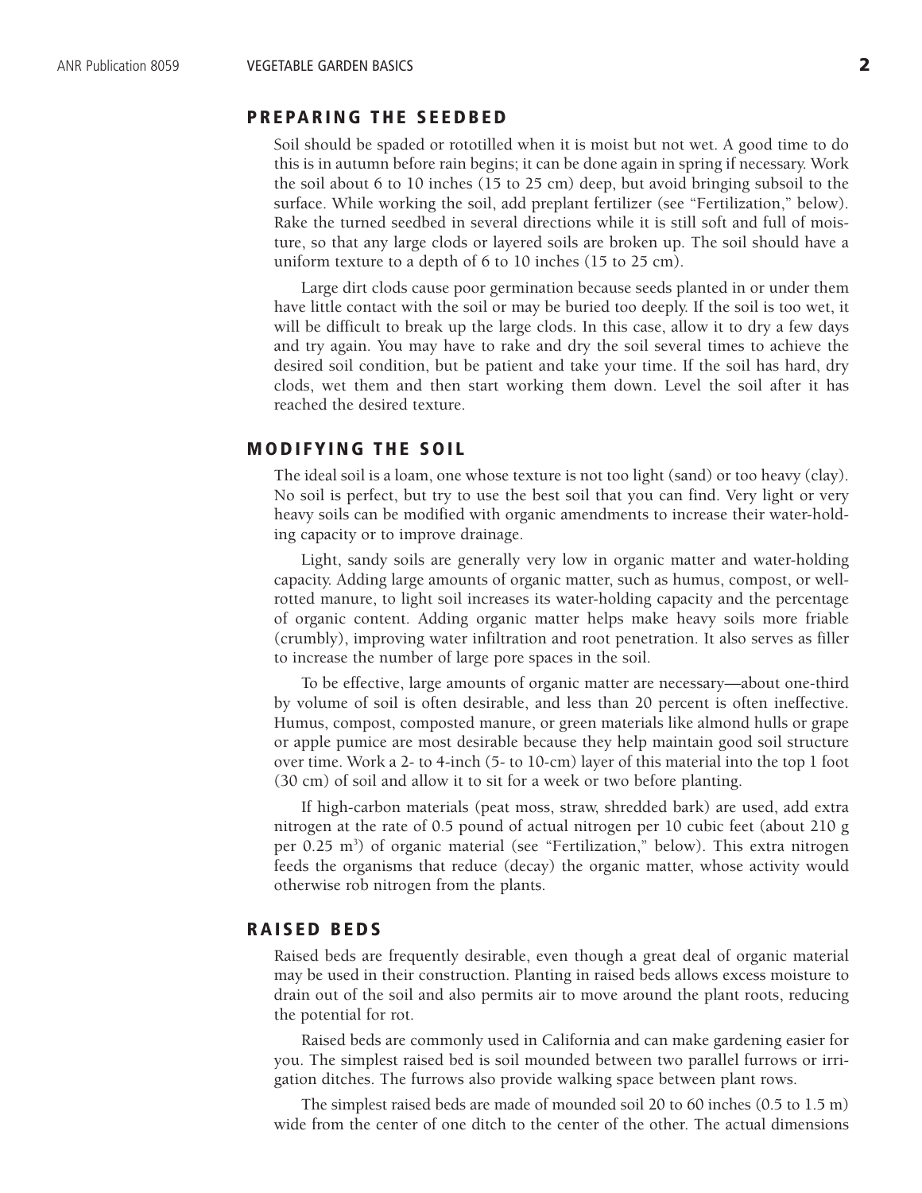## PREPARING THE SEEDBED

Soil should be spaded or rototilled when it is moist but not wet. A good time to do this is in autumn before rain begins; it can be done again in spring if necessary. Work the soil about 6 to 10 inches (15 to 25 cm) deep, but avoid bringing subsoil to the surface. While working the soil, add preplant fertilizer (see "Fertilization," below). Rake the turned seedbed in several directions while it is still soft and full of moisture, so that any large clods or layered soils are broken up. The soil should have a uniform texture to a depth of 6 to 10 inches (15 to 25 cm).

Large dirt clods cause poor germination because seeds planted in or under them have little contact with the soil or may be buried too deeply. If the soil is too wet, it will be difficult to break up the large clods. In this case, allow it to dry a few days and try again. You may have to rake and dry the soil several times to achieve the desired soil condition, but be patient and take your time. If the soil has hard, dry clods, wet them and then start working them down. Level the soil after it has reached the desired texture.

## MODIFYING THE SOIL

The ideal soil is a loam, one whose texture is not too light (sand) or too heavy (clay). No soil is perfect, but try to use the best soil that you can find. Very light or very heavy soils can be modified with organic amendments to increase their water-holding capacity or to improve drainage.

Light, sandy soils are generally very low in organic matter and water-holding capacity. Adding large amounts of organic matter, such as humus, compost, or well-rotted manure, to light soil increases its water-holding capacity and the percentage of organic content. Adding organic matter helps make heavy soils more friable (crumbly), improving water infiltration and root penetration. It also serves as filler to increase the number of large pore spaces in the soil.

To be effective, large amounts of organic matter are necessary—about one-third by volume of soil is often desirable, and less than 20 percent is often ineffective. Humus, compost, composted manure, or green materials like almond hulls or grape or apple pumice are most desirable because they help maintain good soil structure over time. Work a 2- to 4-inch (5- to 10-cm) layer of this material into the top 1 foot (30 cm) of soil and allow it to sit for a week or two before planting.

If high-carbon materials (peat moss, straw, shredded bark) are used, add extra nitrogen at the rate of 0.5 pound of actual nitrogen per 10 cubic feet (about 210 g per 0.25 $m^3$) of organic material (see "Fertilization," below). This extra nitrogen feeds the organisms that reduce (decay) the organic matter, whose activity would otherwise rob nitrogen from the plants.

## RAISED BEDS

Raised beds are frequently desirable, even though a great deal of organic material may be used in their construction. Planting in raised beds allows excess moisture to drain out of the soil and also permits air to move around the plant roots, reducing the potential for rot.

Raised beds are commonly used in California and can make gardening easier for you. The simplest raised bed is soil mounded between two parallel furrows or irrigation ditches. The furrows also provide walking space between plant rows.

The simplest raised beds are made of mounded soil 20 to 60 inches (0.5 to 1.5 m) wide from the center of one ditch to the center of the other. The actual dimensions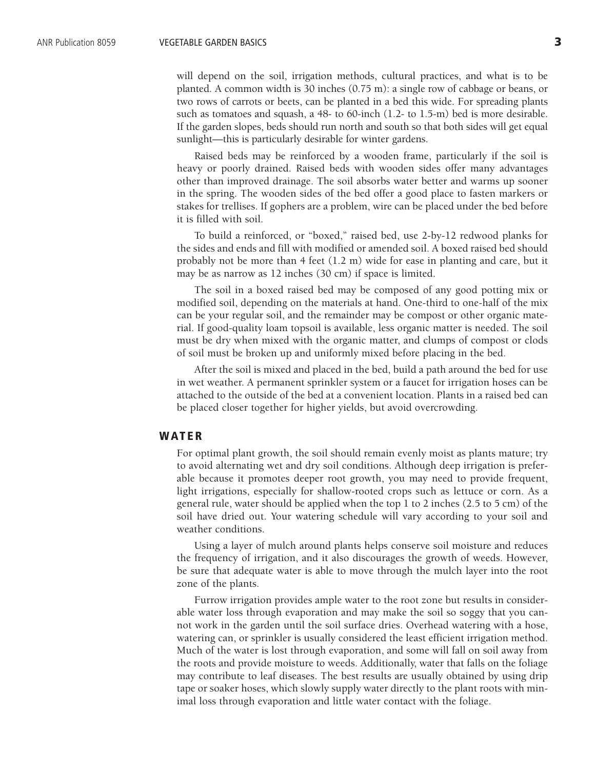will depend on the soil, irrigation methods, cultural practices, and what is to be planted. A common width is 30 inches (0.75 m): a single row of cabbage or beans, or two rows of carrots or beets, can be planted in a bed this wide. For spreading plants such as tomatoes and squash, a 48- to 60-inch (1.2- to 1.5-m) bed is more desirable. If the garden slopes, beds should run north and south so that both sides will get equal sunlight—this is particularly desirable for winter gardens.

Raised beds may be reinforced by a wooden frame, particularly if the soil is heavy or poorly drained. Raised beds with wooden sides offer many advantages other than improved drainage. The soil absorbs water better and warms up sooner in the spring. The wooden sides of the bed offer a good place to fasten markers or stakes for trellises. If gophers are a problem, wire can be placed under the bed before it is filled with soil.

To build a reinforced, or "boxed," raised bed, use 2-by-12 redwood planks for the sides and ends and fill with modified or amended soil. A boxed raised bed should probably not be more than 4 feet (1.2 m) wide for ease in planting and care, but it may be as narrow as 12 inches (30 cm) if space is limited.

The soil in a boxed raised bed may be composed of any good potting mix or modified soil, depending on the materials at hand. One-third to one-half of the mix can be your regular soil, and the remainder may be compost or other organic material. If good-quality loam topsoil is available, less organic matter is needed. The soil must be dry when mixed with the organic matter, and clumps of compost or clods of soil must be broken up and uniformly mixed before placing in the bed.

After the soil is mixed and placed in the bed, build a path around the bed for use in wet weather. A permanent sprinkler system or a faucet for irrigation hoses can be attached to the outside of the bed at a convenient location. Plants in a raised bed can be placed closer together for higher yields, but avoid overcrowding.

## WATER

For optimal plant growth, the soil should remain evenly moist as plants mature; try to avoid alternating wet and dry soil conditions. Although deep irrigation is preferable because it promotes deeper root growth, you may need to provide frequent, light irrigations, especially for shallow-rooted crops such as lettuce or corn. As a general rule, water should be applied when the top 1 to 2 inches (2.5 to 5 cm) of the soil have dried out. Your watering schedule will vary according to your soil and weather conditions.

Using a layer of mulch around plants helps conserve soil moisture and reduces the frequency of irrigation, and it also discourages the growth of weeds. However, be sure that adequate water is able to move through the mulch layer into the root zone of the plants.

Furrow irrigation provides ample water to the root zone but results in considerable water loss through evaporation and may make the soil so soggy that you cannot work in the garden until the soil surface dries. Overhead watering with a hose, watering can, or sprinkler is usually considered the least efficient irrigation method. Much of the water is lost through evaporation, and some will fall on soil away from the roots and provide moisture to weeds. Additionally, water that falls on the foliage may contribute to leaf diseases. The best results are usually obtained by using drip tape or soaker hoses, which slowly supply water directly to the plant roots with minimal loss through evaporation and little water contact with the foliage.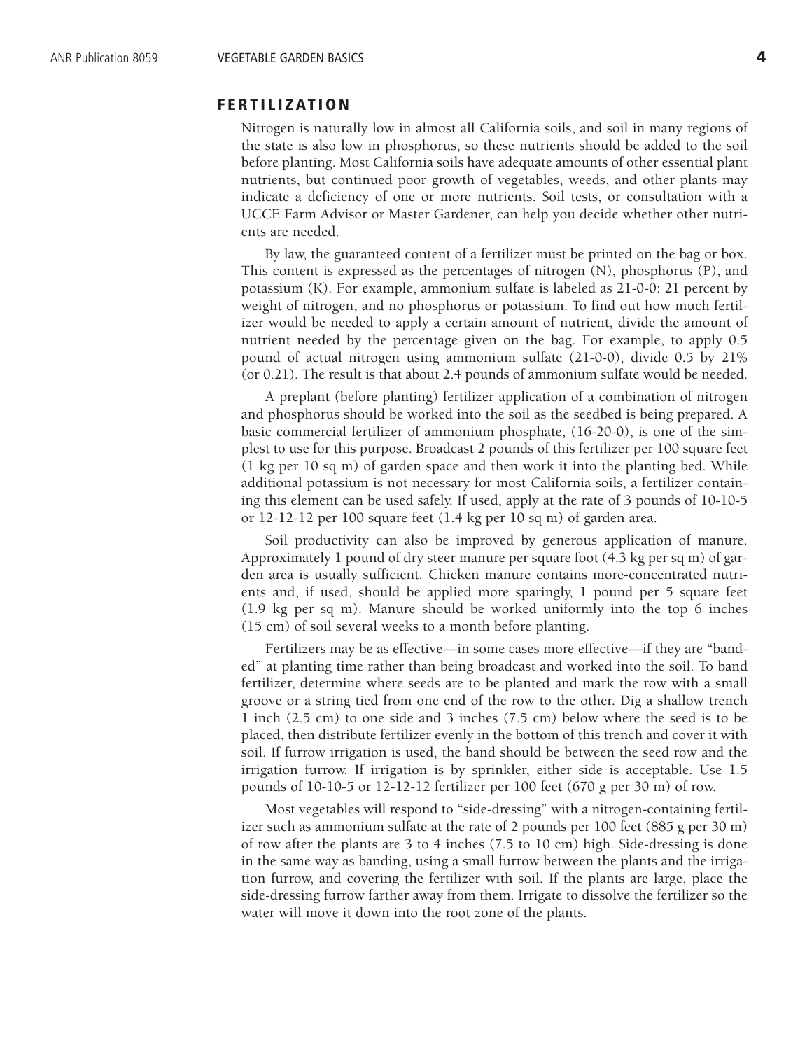## FERTILIZATION

Nitrogen is naturally low in almost all California soils, and soil in many regions of the state is also low in phosphorus, so these nutrients should be added to the soil before planting. Most California soils have adequate amounts of other essential plant nutrients, but continued poor growth of vegetables, weeds, and other plants may indicate a deficiency of one or more nutrients. Soil tests, or consultation with a UCCE Farm Advisor or Master Gardener, can help you decide whether other nutrients are needed.

By law, the guaranteed content of a fertilizer must be printed on the bag or box. This content is expressed as the percentages of nitrogen (N), phosphorus (P), and potassium (K). For example, ammonium sulfate is labeled as 21-0-0: 21 percent by weight of nitrogen, and no phosphorus or potassium. To find out how much fertilizer would be needed to apply a certain amount of nutrient, divide the amount of nutrient needed by the percentage given on the bag. For example, to apply 0.5 pound of actual nitrogen using ammonium sulfate (21-0-0), divide 0.5 by 21% (or 0.21). The result is that about 2.4 pounds of ammonium sulfate would be needed.

A preplant (before planting) fertilizer application of a combination of nitrogen and phosphorus should be worked into the soil as the seedbed is being prepared. A basic commercial fertilizer of ammonium phosphate, (16-20-0), is one of the simplest to use for this purpose. Broadcast 2 pounds of this fertilizer per 100 square feet (1 kg per 10 sq m) of garden space and then work it into the planting bed. While additional potassium is not necessary for most California soils, a fertilizer containing this element can be used safely. If used, apply at the rate of 3 pounds of 10-10-5 or 12-12-12 per 100 square feet (1.4 kg per 10 sq m) of garden area.

Soil productivity can also be improved by generous application of manure. Approximately 1 pound of dry steer manure per square foot (4.3 kg per sq m) of garden area is usually sufficient. Chicken manure contains more-concentrated nutrients and, if used, should be applied more sparingly, 1 pound per 5 square feet (1.9 kg per sq m). Manure should be worked uniformly into the top 6 inches (15 cm) of soil several weeks to a month before planting.

Fertilizers may be as effective—in some cases more effective—if they are "banded" at planting time rather than being broadcast and worked into the soil. To band fertilizer, determine where seeds are to be planted and mark the row with a small groove or a string tied from one end of the row to the other. Dig a shallow trench 1 inch (2.5 cm) to one side and 3 inches (7.5 cm) below where the seed is to be placed, then distribute fertilizer evenly in the bottom of this trench and cover it with soil. If furrow irrigation is used, the band should be between the seed row and the irrigation furrow. If irrigation is by sprinkler, either side is acceptable. Use 1.5 pounds of 10-10-5 or 12-12-12 fertilizer per 100 feet (670 g per 30 m) of row.

Most vegetables will respond to "side-dressing" with a nitrogen-containing fertilizer such as ammonium sulfate at the rate of 2 pounds per 100 feet (885 g per 30 m) of row after the plants are 3 to 4 inches (7.5 to 10 cm) high. Side-dressing is done in the same way as banding, using a small furrow between the plants and the irrigation furrow, and covering the fertilizer with soil. If the plants are large, place the side-dressing furrow farther away from them. Irrigate to dissolve the fertilizer so the water will move it down into the root zone of the plants.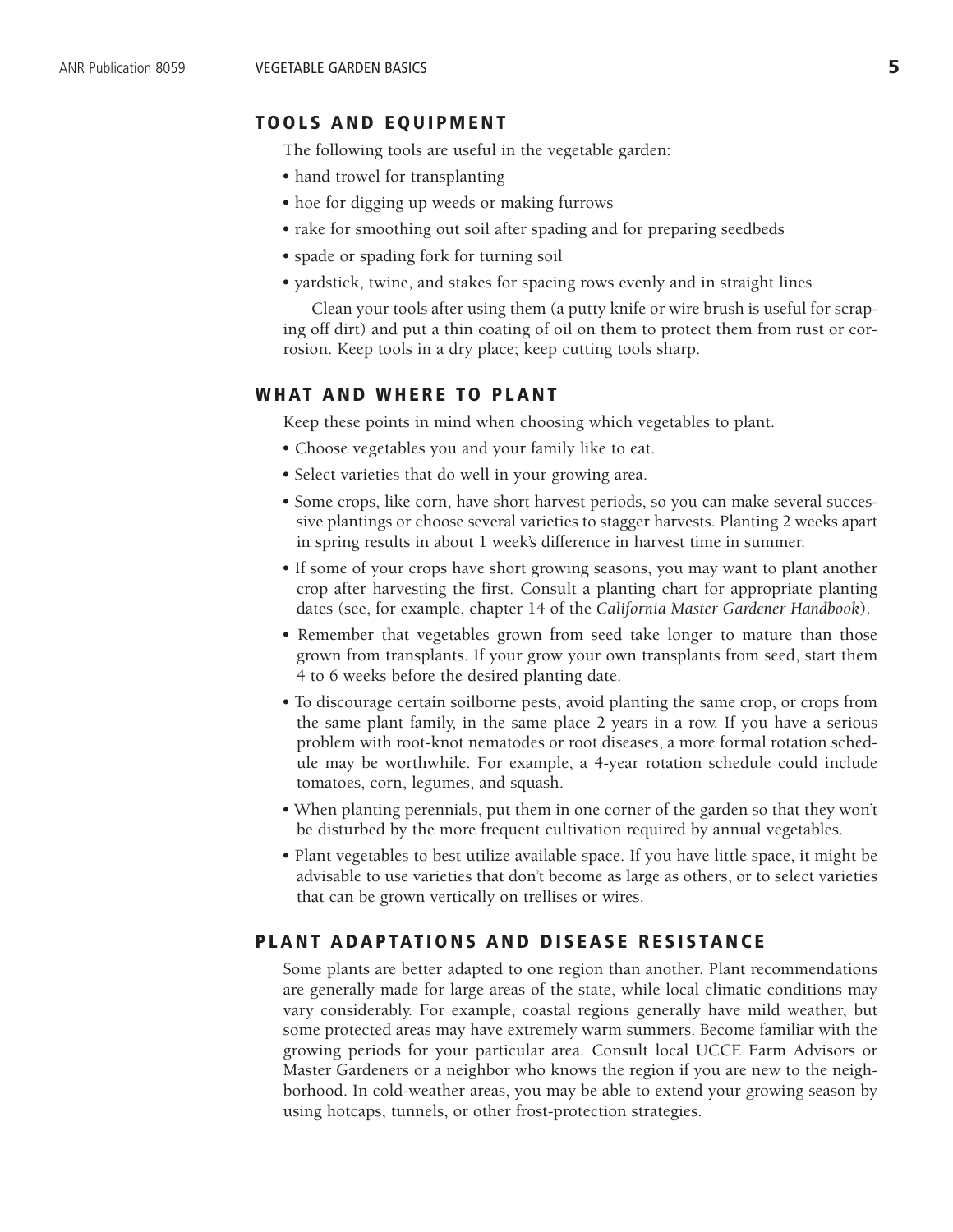## TOOLS AND EQUIPMENT

The following tools are useful in the vegetable garden:

- hand trowel for transplanting
- hoe for digging up weeds or making furrows
- rake for smoothing out soil after spading and for preparing seedbeds
- spade or spading fork for turning soil
- yardstick, twine, and stakes for spacing rows evenly and in straight lines

Clean your tools after using them (a putty knife or wire brush is useful for scraping off dirt) and put a thin coating of oil on them to protect them from rust or corrosion. Keep tools in a dry place; keep cutting tools sharp.

## WHAT AND WHERE TO PLANT

Keep these points in mind when choosing which vegetables to plant.

- Choose vegetables you and your family like to eat.
- Select varieties that do well in your growing area.
- Some crops, like corn, have short harvest periods, so you can make several successive plantings or choose several varieties to stagger harvests. Planting 2 weeks apart in spring results in about 1 week's difference in harvest time in summer.
- If some of your crops have short growing seasons, you may want to plant another crop after harvesting the first. Consult a planting chart for appropriate planting dates (see, for example, chapter 14 of the *California Master Gardener Handbook*).
- Remember that vegetables grown from seed take longer to mature than those grown from transplants. If your grow your own transplants from seed, start them 4 to 6 weeks before the desired planting date.
- To discourage certain soilborne pests, avoid planting the same crop, or crops from the same plant family, in the same place 2 years in a row. If you have a serious problem with root-knot nematodes or root diseases, a more formal rotation schedule may be worthwhile. For example, a 4-year rotation schedule could include tomatoes, corn, legumes, and squash.
- When planting perennials, put them in one corner of the garden so that they won't be disturbed by the more frequent cultivation required by annual vegetables.
- Plant vegetables to best utilize available space. If you have little space, it might be advisable to use varieties that don't become as large as others, or to select varieties that can be grown vertically on trellises or wires.

## PLANT ADAPTATIONS AND DISEASE RESISTANCE

Some plants are better adapted to one region than another. Plant recommendations are generally made for large areas of the state, while local climatic conditions may vary considerably. For example, coastal regions generally have mild weather, but some protected areas may have extremely warm summers. Become familiar with the growing periods for your particular area. Consult local UCCE Farm Advisors or Master Gardeners or a neighbor who knows the region if you are new to the neighborhood. In cold-weather areas, you may be able to extend your growing season by using hotcaps, tunnels, or other frost-protection strategies.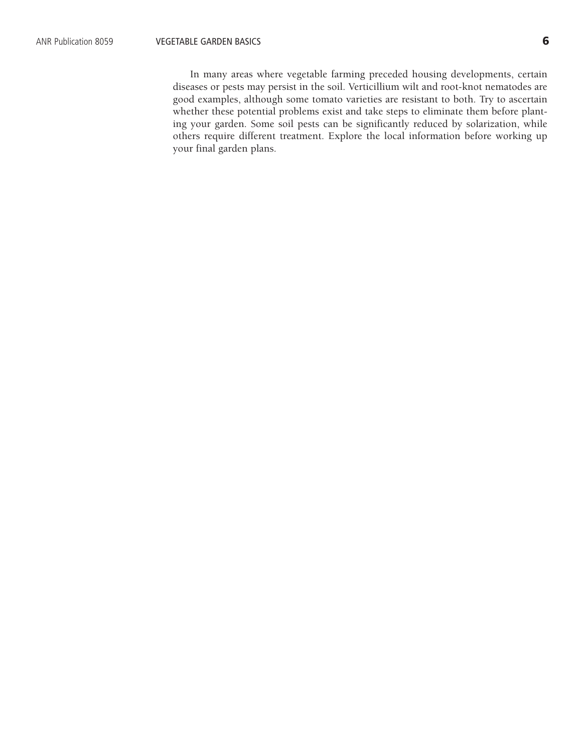In many areas where vegetable farming preceded housing developments, certain diseases or pests may persist in the soil. Verticillium wilt and root-knot nematodes are good examples, although some tomato varieties are resistant to both. Try to ascertain whether these potential problems exist and take steps to eliminate them before planting your garden. Some soil pests can be significantly reduced by solarization, while others require different treatment. Explore the local information before working up your final garden plans.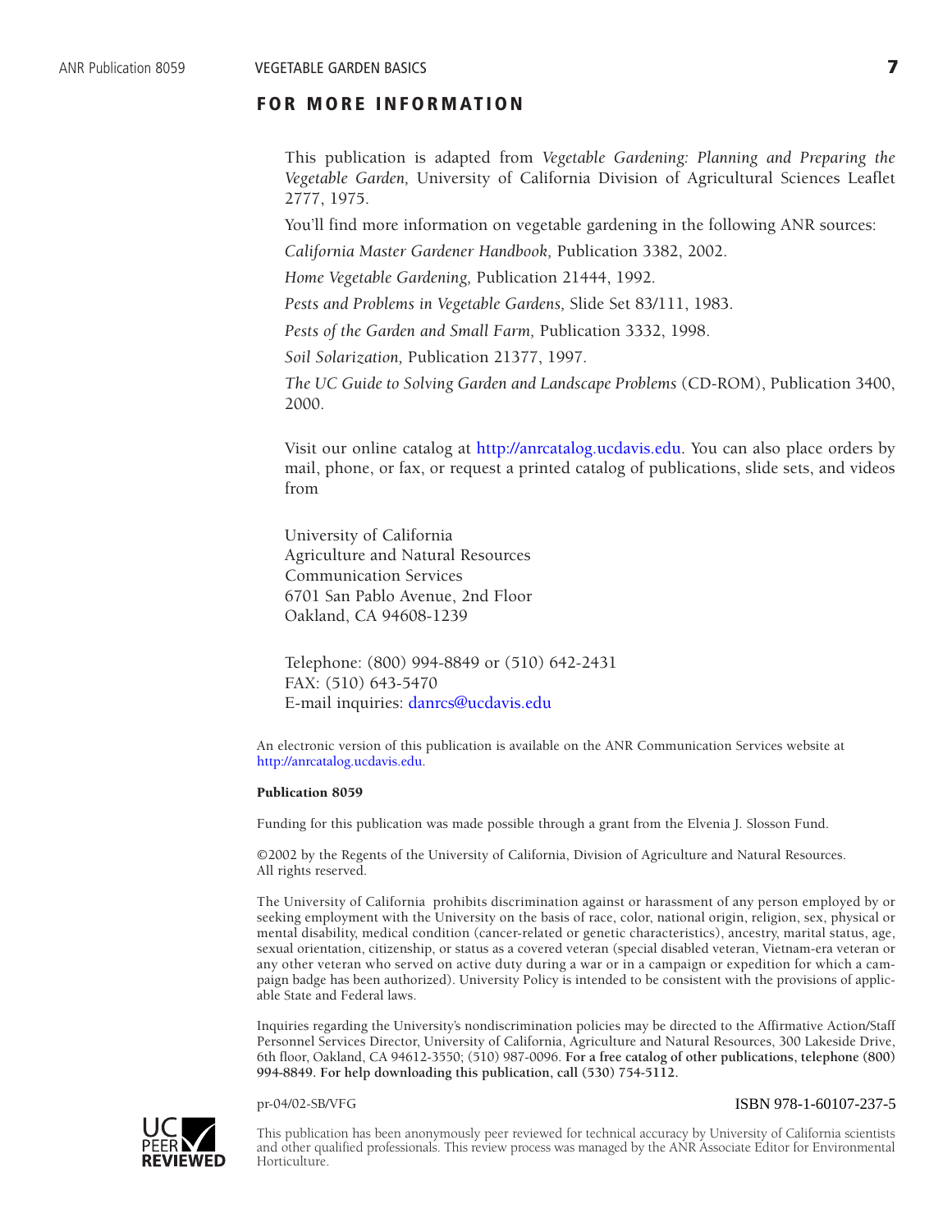## FOR MORE INFORMATION

This publication is adapted from *Vegetable Gardening: Planning and Preparing the Vegetable Garden,* University of California Division of Agricultural Sciences Leaflet 2777, 1975.

You'll find more information on vegetable gardening in the following ANR sources:

*California Master Gardener Handbook,* Publication 3382, 2002.

*Home Vegetable Gardening,* Publication 21444, 1992.

*Pests and Problems in Vegetable Gardens,* Slide Set 83/111, 1983.

*Pests of the Garden and Small Farm,* Publication 3332, 1998.

*Soil Solarization,* Publication 21377, 1997.

*The UC Guide to Solving Garden and Landscape Problems* (CD-ROM), Publication 3400, 2000.

Visit our online catalog at http://anrcatalog.ucdavis.edu. You can also place orders by mail, phone, or fax, or request a printed catalog of publications, slide sets, and videos from

University of California
Agriculture and Natural Resources
Communication Services
6701 San Pablo Avenue, 2nd Floor
Oakland, CA 94608-1239

Telephone: (800) 994-8849 or (510) 642-2431
FAX: (510) 643-5470
E-mail inquiries: danrcs@ucdavis.edu

An electronic version of this publication is available on the ANR Communication Services website at http://anrcatalog.ucdavis.edu.

**Publication 8059**

Funding for this publication was made possible through a grant from the Elvenia J. Slosson Fund.

©2002 by the Regents of the University of California, Division of Agriculture and Natural Resources. All rights reserved.

The University of California prohibits discrimination against or harassment of any person employed by or seeking employment with the University on the basis of race, color, national origin, religion, sex, physical or mental disability, medical condition (cancer-related or genetic characteristics), ancestry, marital status, age, sexual orientation, citizenship, or status as a covered veteran (special disabled veteran, Vietnam-era veteran or any other veteran who served on active duty during a war or in a campaign or expedition for which a campaign badge has been authorized). University Policy is intended to be consistent with the provisions of applicable State and Federal laws.

Inquiries regarding the University's nondiscrimination policies may be directed to the Affirmative Action/Staff Personnel Services Director, University of California, Agriculture and Natural Resources, 300 Lakeside Drive, 6th floor, Oakland, CA 94612-3550; (510) 987-0096. **For a free catalog of other publications, telephone (800) 994-8849. For help downloading this publication, call (530) 754-5112.**

pr-04/02-SB/VFG

ISBN 978-1-60107-237-5

UC PEER REVIEWED

This publication has been anonymously peer reviewed for technical accuracy by University of California scientists and other qualified professionals. This review process was managed by the ANR Associate Editor for Environmental Horticulture.